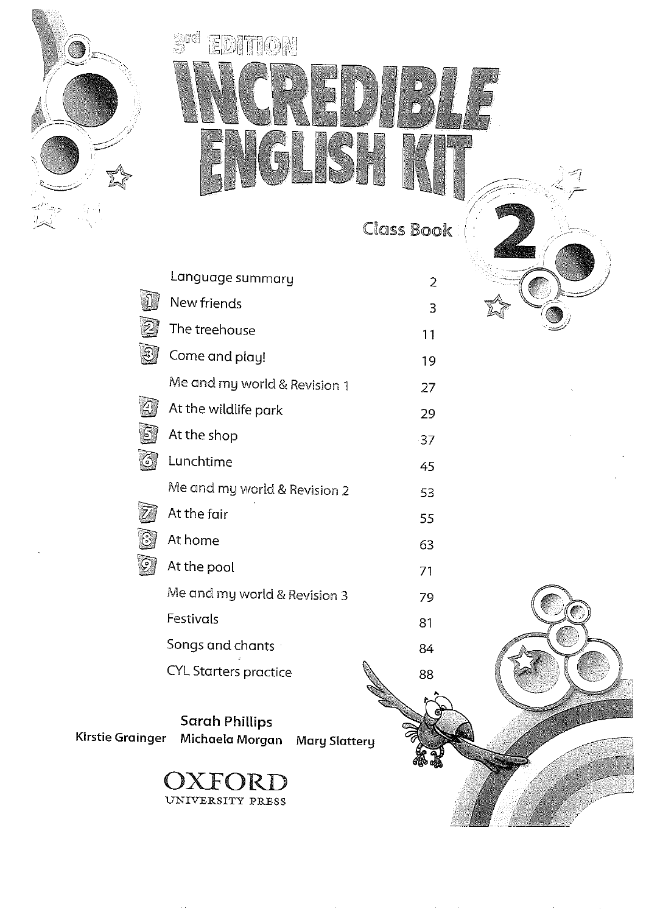3rd EDITION

# INCREDIBLE ENGLISH KIT

## Class Book 2

| | Contents | Page |
|---|---|---|
| | Language summary | 2 |
| 1 | New friends | 3 |
| 2 | The treehouse | 11 |
| 3 | Come and play! | 19 |
| | Me and my world & Revision 1 | 27 |
| 4 | At the wildlife park | 29 |
| 5 | At the shop | 37 |
| 6 | Lunchtime | 45 |
| | Me and my world & Revision 2 | 53 |
| 7 | At the fair | 55 |
| 8 | At home | 63 |
| 9 | At the pool | 71 |
| | Me and my world & Revision 3 | 79 |
| | Festivals | 81 |
| | Songs and chants | 84 |
| | CYL Starters practice | 88 |

**Sarah Phillips**

**Kirstie Grainger** **Michaela Morgan** **Mary Slattery**

OXFORD
UNIVERSITY PRESS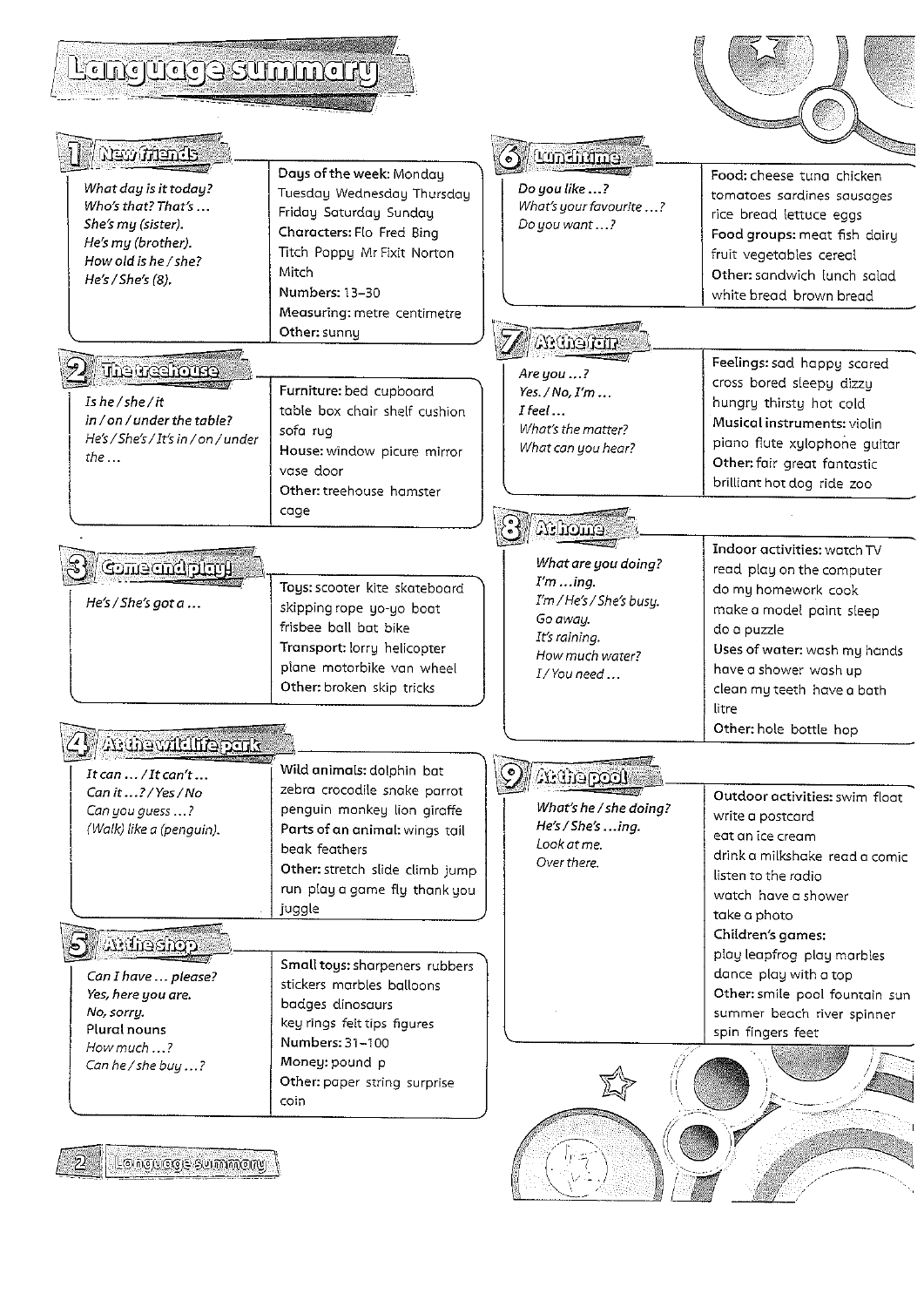# Language summary

## 1 New friends

| | |
|---|---|
| *What day is it today?*<br>*Who's that? That's ...*<br>*She's my (sister).*<br>*He's my (brother).*<br>*How old is he / she?*<br>*He's / She's (8).* | **Days of the week:** Monday Tuesday Wednesday Thursday Friday Saturday Sunday<br>**Characters:** Flo Fred Bing Titch Poppy Mr Fixit Norton Mitch<br>**Numbers:** 13–30<br>**Measuring:** metre centimetre<br>**Other:** sunny |

## 2 The treehouse

| | |
|---|---|
| *Is he / she / it in / on / under the table?*<br>*He's / She's / It's in / on / under the ...* | **Furniture:** bed cupboard table box chair shelf cushion sofa rug<br>**House:** window picure mirror vase door<br>**Other:** treehouse hamster cage |

## 3 Come and play!

| | |
|---|---|
| *He's / She's got a ...* | **Toys:** scooter kite skateboard skipping rope yo-yo boat frisbee ball bat bike<br>**Transport:** lorry helicopter plane motorbike van wheel<br>**Other:** broken skip tricks |

## 4 At the wildlife park

| | |
|---|---|
| *It can ... / It can't ...*<br>*Can it ...? / Yes / No*<br>*Can you guess ...?*<br>*(Walk) like a (penguin).* | **Wild animals:** dolphin bat zebra crocodile snake parrot penguin monkey lion giraffe<br>**Parts of an animal:** wings tail beak feathers<br>**Other:** stretch slide climb jump run play a game fly thank you juggle |

## 5 At the shop

| | |
|---|---|
| *Can I have ... please?*<br>*Yes, here you are.*<br>*No, sorry.*<br>**Plural nouns**<br>*How much ...?*<br>*Can he / she buy ...?* | **Small toys:** sharpeners rubbers stickers marbles balloons badges dinosaurs key rings felt tips figures<br>**Numbers:** 31–100<br>**Money:** pound p<br>**Other:** paper string surprise coin |

## 6 Lunchtime

| | |
|---|---|
| *Do you like ...?*<br>*What's your favourite ...?*<br>*Do you want ...?* | **Food:** cheese tuna chicken tomatoes sardines sausages rice bread lettuce eggs<br>**Food groups:** meat fish dairy fruit vegetables cereal<br>**Other:** sandwich lunch salad white bread brown bread |

## 7 At the fair

| | |
|---|---|
| *Are you ...?*<br>*Yes. / No, I'm ...*<br>*I feel ...*<br>*What's the matter?*<br>*What can you hear?* | **Feelings:** sad happy scared cross bored sleepy dizzy hungry thirsty hot cold<br>**Musical instruments:** violin piano flute xylophone guitar<br>**Other:** fair great fantastic brilliant hot dog ride zoo |

## 8 At home

| | |
|---|---|
| *What are you doing?*<br>*I'm ...ing.*<br>*I'm / He's / She's busy.*<br>*Go away.*<br>*It's raining.*<br>*How much water?*<br>*I / You need ...* | **Indoor activities:** watch TV read play on the computer do my homework cook make a model paint sleep do a puzzle<br>**Uses of water:** wash my hands have a shower wash up clean my teeth have a bath litre<br>**Other:** hole bottle hop |

## 9 At the pool

| | |
|---|---|
| *What's he / she doing?*<br>*He's / She's ...ing.*<br>*Look at me.*<br>*Over there.* | **Outdoor activities:** swim float write a postcard eat an ice cream drink a milkshake read a comic listen to the radio watch have a shower take a photo<br>**Children's games:** play leapfrog play marbles dance play with a top<br>**Other:** smile pool fountain sun summer beach river spinner spin fingers feet |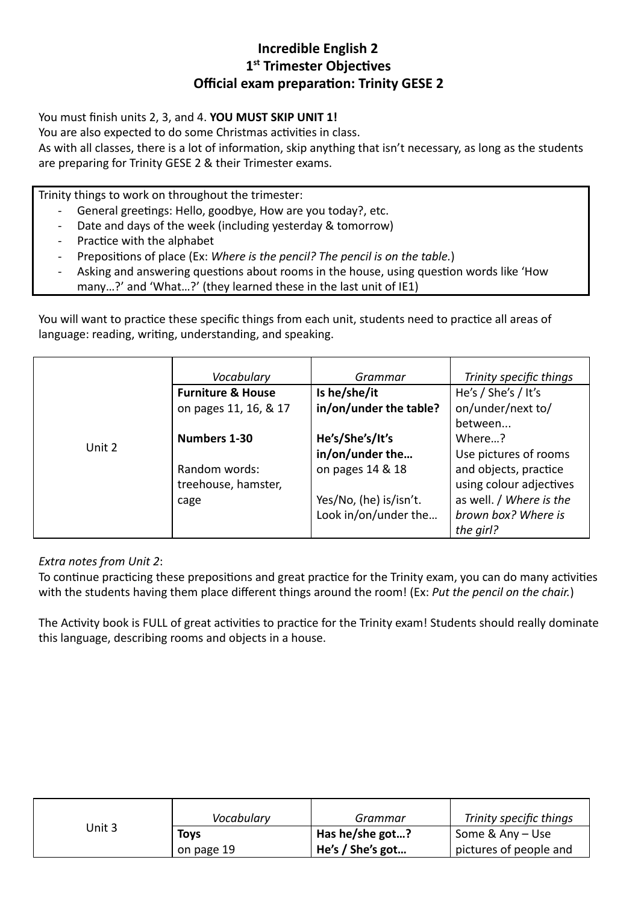**Incredible English 2**
**1st Trimester Objectives**
**Official exam preparation: Trinity GESE 2**

You must finish units 2, 3, and 4. **YOU MUST SKIP UNIT 1!**
You are also expected to do some Christmas activities in class.
As with all classes, there is a lot of information, skip anything that isn't necessary, as long as the students are preparing for Trinity GESE 2 & their Trimester exams.

Trinity things to work on throughout the trimester:

- General greetings: Hello, goodbye, How are you today?, etc.
- Date and days of the week (including yesterday & tomorrow)
- Practice with the alphabet
- Prepositions of place (Ex: *Where is the pencil? The pencil is on the table.*)
- Asking and answering questions about rooms in the house, using question words like 'How many…?' and 'What…?' (they learned these in the last unit of IE1)

You will want to practice these specific things from each unit, students need to practice all areas of language: reading, writing, understanding, and speaking.

| | *Vocabulary* | *Grammar* | *Trinity specific things* |
|---|---|---|---|
| Unit 2 | **Furniture & House** on pages 11, 16, & 17<br><br>**Numbers 1-30**<br><br>Random words: treehouse, hamster, cage | **Is he/she/it in/on/under the table?**<br><br>**He's/She's/It's in/on/under the…** on pages 14 & 18<br><br>Yes/No, (he) is/isn't. Look in/on/under the… | He's / She's / It's on/under/next to/ between... Where…? Use pictures of rooms and objects, practice using colour adjectives as well. / *Where is the brown box? Where is the girl?* |

*Extra notes from Unit 2*:
To continue practicing these prepositions and great practice for the Trinity exam, you can do many activities with the students having them place different things around the room! (Ex: *Put the pencil on the chair.*)

The Activity book is FULL of great activities to practice for the Trinity exam! Students should really dominate this language, describing rooms and objects in a house.

| | *Vocabulary* | *Grammar* | *Trinity specific things* |
|---|---|---|---|
| Unit 3 | **Toys** on page 19 | **Has he/she got…? He's / She's got…** | Some & Any – Use pictures of people and |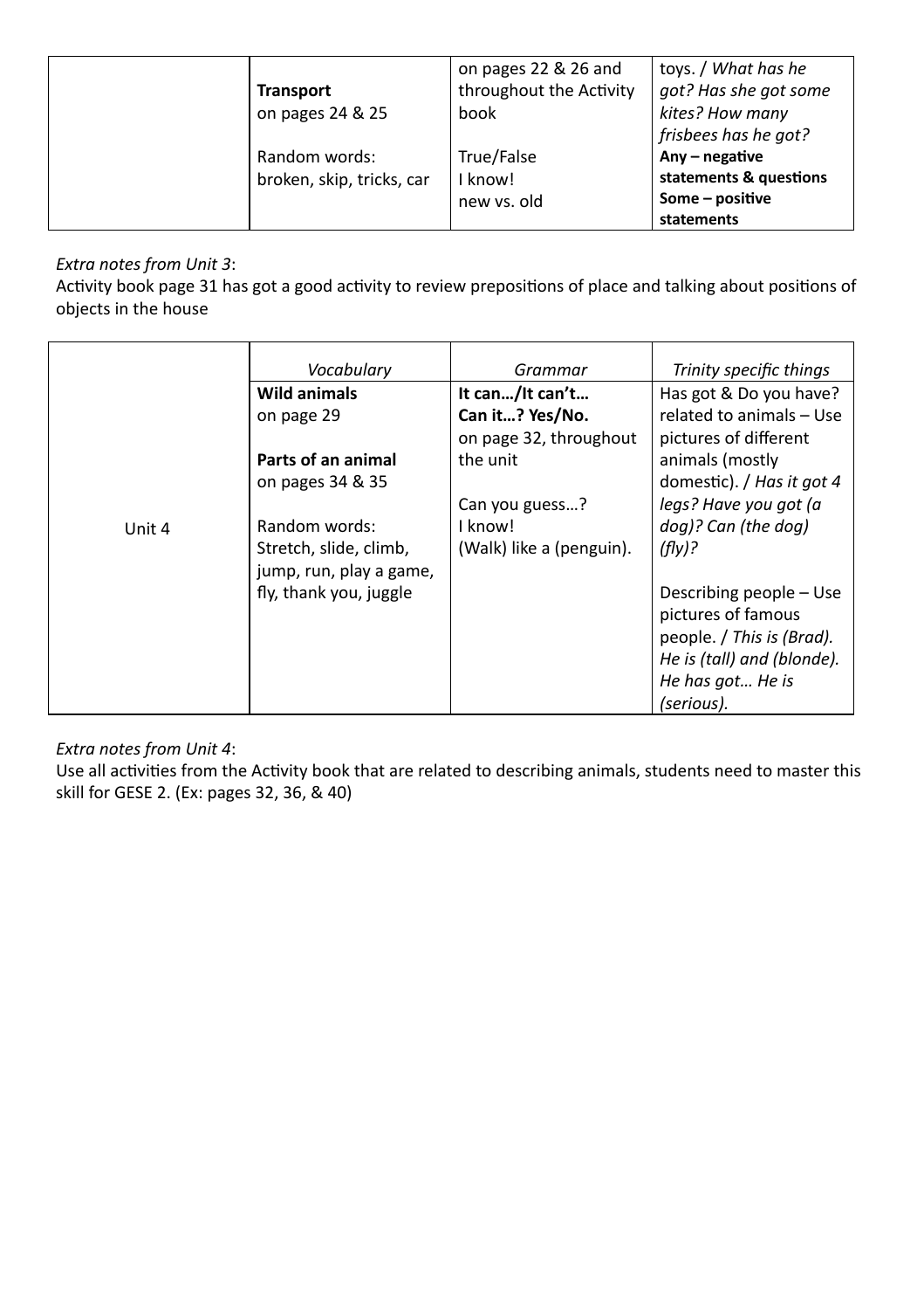| | Vocabulary | Grammar | Trinity specific things |
|---|---|---|---|
| | **Transport** on pages 24 & 25<br><br>Random words: broken, skip, tricks, car | on pages 22 & 26 and throughout the Activity book<br><br>True/False<br>I know!<br>new vs. old | toys. / *What has he got? Has she got some kites? How many frisbees has he got?*<br>**Any – negative statements & questions**<br>**Some – positive statements** |

*Extra notes from Unit 3*:
Activity book page 31 has got a good activity to review prepositions of place and talking about positions of objects in the house

| | *Vocabulary* | *Grammar* | *Trinity specific things* |
|---|---|---|---|
| Unit 4 | **Wild animals** on page 29<br><br>**Parts of an animal** on pages 34 & 35<br><br>Random words: Stretch, slide, climb, jump, run, play a game, fly, thank you, juggle | **It can…/It can't…**<br>**Can it…? Yes/No.** on page 32, throughout the unit<br><br>Can you guess…?<br>I know!<br>(Walk) like a (penguin). | Has got & Do you have? related to animals – Use pictures of different animals (mostly domestic). / *Has it got 4 legs? Have you got (a dog)? Can (the dog) (fly)?*<br><br>Describing people – Use pictures of famous people. / *This is (Brad). He is (tall) and (blonde). He has got… He is (serious).* |

*Extra notes from Unit 4*:
Use all activities from the Activity book that are related to describing animals, students need to master this skill for GESE 2. (Ex: pages 32, 36, & 40)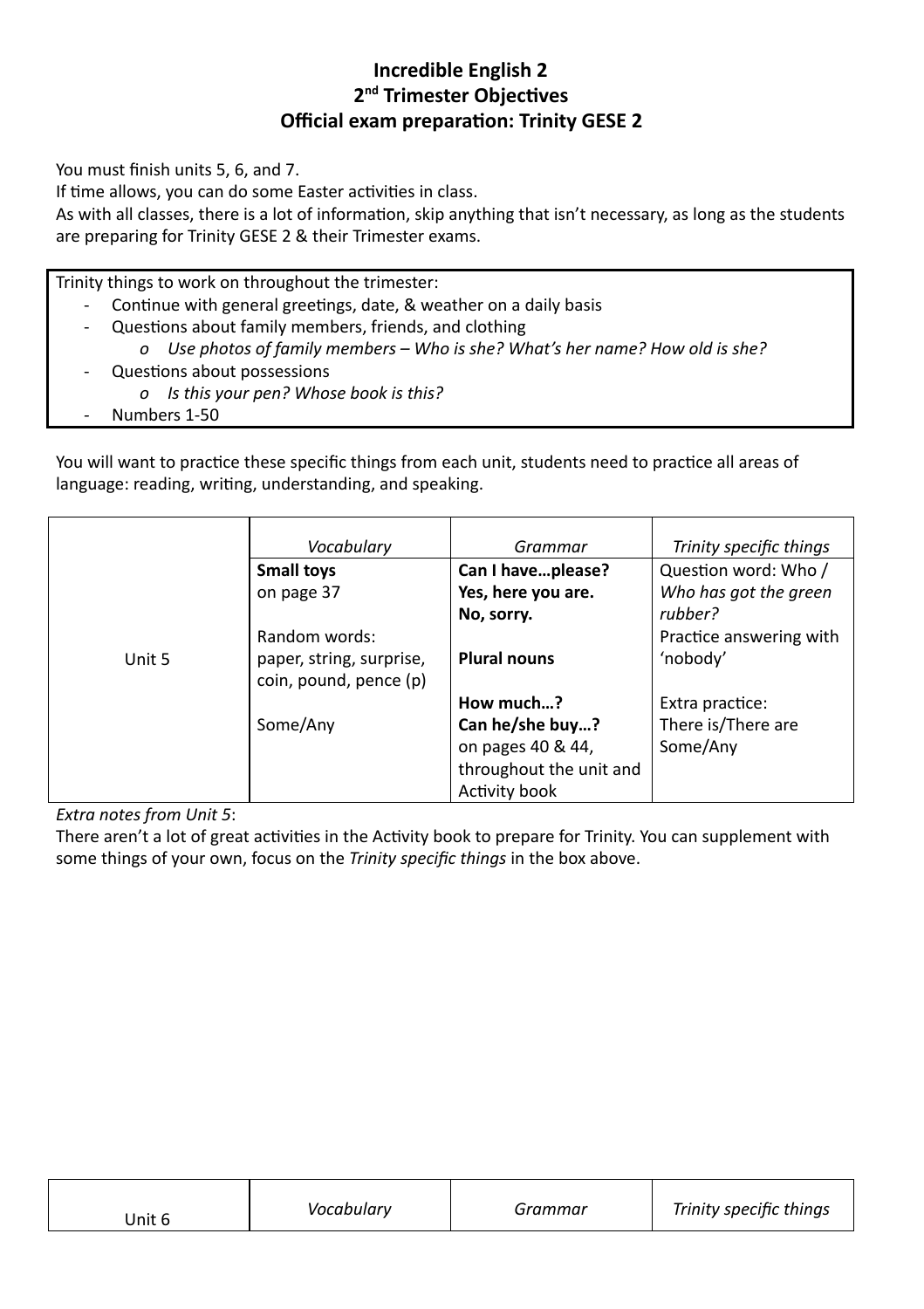# Incredible English 2
## 2nd Trimester Objectives
## Official exam preparation: Trinity GESE 2

You must finish units 5, 6, and 7.
If time allows, you can do some Easter activities in class.
As with all classes, there is a lot of information, skip anything that isn't necessary, as long as the students are preparing for Trinity GESE 2 & their Trimester exams.

Trinity things to work on throughout the trimester:

- Continue with general greetings, date, & weather on a daily basis
- Questions about family members, friends, and clothing
  - *Use photos of family members – Who is she? What's her name? How old is she?*
- Questions about possessions
  - *Is this your pen? Whose book is this?*
- Numbers 1-50

You will want to practice these specific things from each unit, students need to practice all areas of language: reading, writing, understanding, and speaking.

| | *Vocabulary* | *Grammar* | *Trinity specific things* |
|---|---|---|---|
| Unit 5 | **Small toys** on page 37<br><br>Random words: paper, string, surprise, coin, pound, pence (p)<br><br>Some/Any | **Can I have…please?**<br>**Yes, here you are.**<br>**No, sorry.**<br><br>**Plural nouns**<br><br>**How much…?**<br>**Can he/she buy…?** on pages 40 & 44, throughout the unit and Activity book | Question word: Who / *Who has got the green rubber?*<br>Practice answering with 'nobody'<br><br>Extra practice: There is/There are Some/Any |

*Extra notes from Unit 5*:
There aren't a lot of great activities in the Activity book to prepare for Trinity. You can supplement with some things of your own, focus on the *Trinity specific things* in the box above.

| Unit 6 | *Vocabulary* | *Grammar* | *Trinity specific things* |
|---|---|---|---|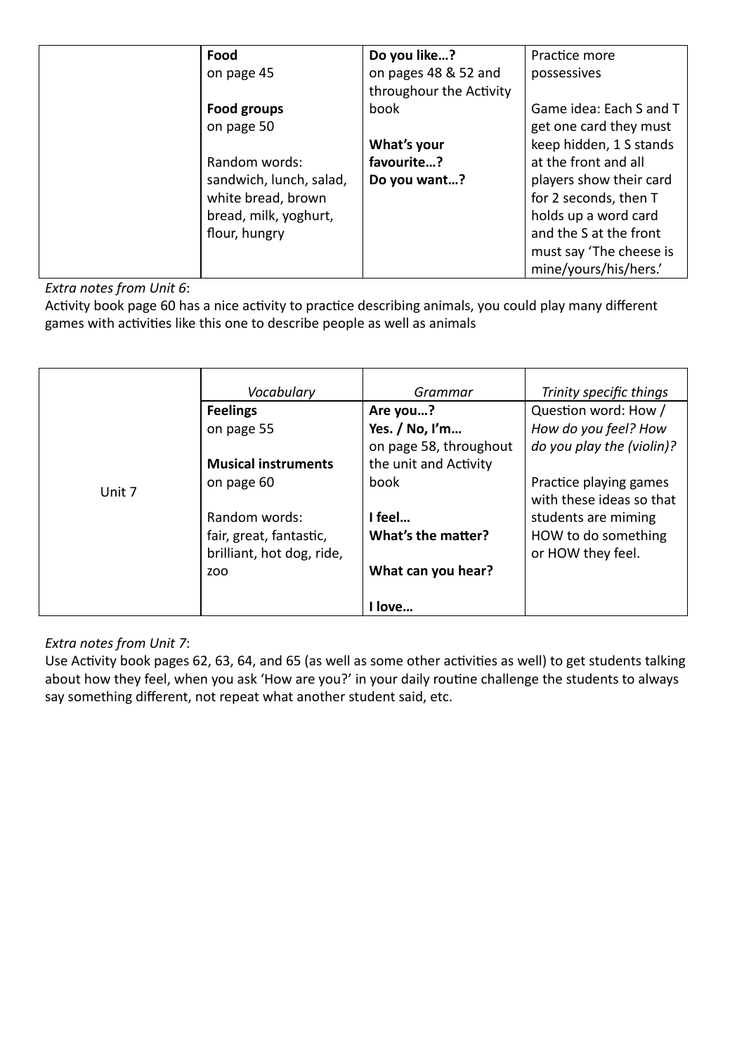| | Vocabulary | Grammar | Trinity specific things |
|---|---|---|---|
| | **Food**<br>on page 45<br><br>**Food groups**<br>on page 50<br><br>Random words:<br>sandwich, lunch, salad, white bread, brown bread, milk, yoghurt, flour, hungry | **Do you like…?**<br>on pages 48 & 52 and throughour the Activity book<br><br>**What's your favourite…?**<br>**Do you want…?** | Practice more possessives<br><br>Game idea: Each S and T get one card they must keep hidden, 1 S stands at the front and all players show their card for 2 seconds, then T holds up a word card and the S at the front must say 'The cheese is mine/yours/his/hers.' |

*Extra notes from Unit 6*:
Activity book page 60 has a nice activity to practice describing animals, you could play many different games with activities like this one to describe people as well as animals

| | *Vocabulary* | *Grammar* | *Trinity specific things* |
|---|---|---|---|
| Unit 7 | **Feelings**<br>on page 55<br><br>**Musical instruments**<br>on page 60<br><br>Random words:<br>fair, great, fantastic, brilliant, hot dog, ride, zoo | **Are you…?**<br>**Yes. / No, I'm…**<br>on page 58, throughout the unit and Activity book<br><br>**I feel…**<br>**What's the matter?**<br><br>**What can you hear?**<br><br>**I love…** | Question word: How / *How do you feel? How do you play the (violin)?*<br><br>Practice playing games with these ideas so that students are miming HOW to do something or HOW they feel. |

*Extra notes from Unit 7*:
Use Activity book pages 62, 63, 64, and 65 (as well as some other activities as well) to get students talking about how they feel, when you ask 'How are you?' in your daily routine challenge the students to always say something different, not repeat what another student said, etc.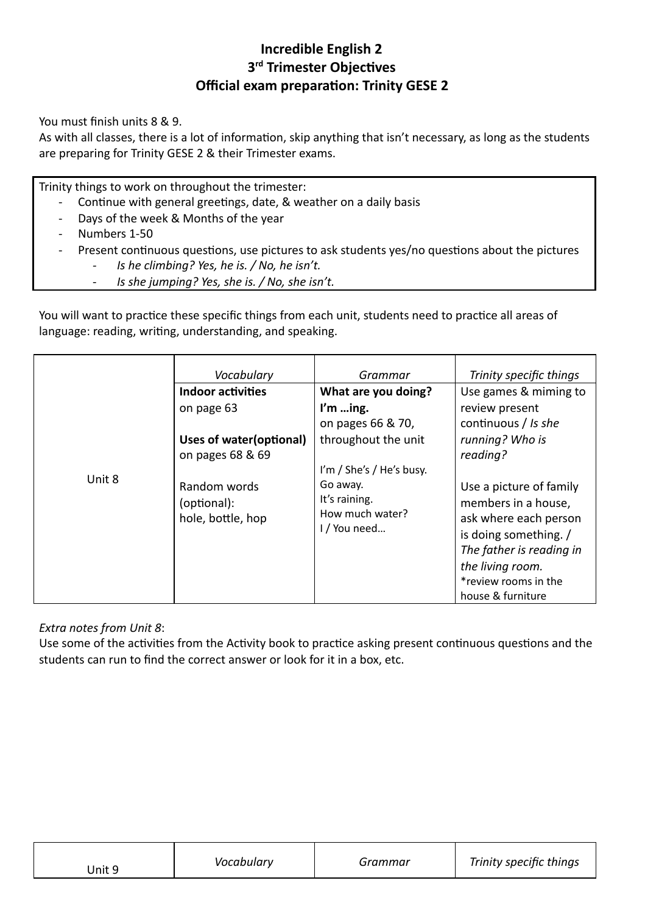# Incredible English 2
## 3rd Trimester Objectives
## Official exam preparation: Trinity GESE 2

You must finish units 8 & 9.
As with all classes, there is a lot of information, skip anything that isn't necessary, as long as the students are preparing for Trinity GESE 2 & their Trimester exams.

Trinity things to work on throughout the trimester:

- Continue with general greetings, date, & weather on a daily basis
- Days of the week & Months of the year
- Numbers 1-50
- Present continuous questions, use pictures to ask students yes/no questions about the pictures
  - *Is he climbing? Yes, he is. / No, he isn't.*
  - *Is she jumping? Yes, she is. / No, she isn't.*

You will want to practice these specific things from each unit, students need to practice all areas of language: reading, writing, understanding, and speaking.

| | *Vocabulary* | *Grammar* | *Trinity specific things* |
|---|---|---|---|
| Unit 8 | **Indoor activities** on page 63<br><br>**Uses of water(optional)** on pages 68 & 69<br><br>Random words (optional): hole, bottle, hop | **What are you doing? I'm …ing.** on pages 66 & 70, throughout the unit<br><br>I'm / She's / He's busy.<br>Go away.<br>It's raining.<br>How much water?<br>I / You need… | Use games & miming to review present continuous / *Is she running? Who is reading?*<br><br>Use a picture of family members in a house, ask where each person is doing something. / *The father is reading in the living room.*<br>*review rooms in the house & furniture |

*Extra notes from Unit 8*:
Use some of the activities from the Activity book to practice asking present continuous questions and the students can run to find the correct answer or look for it in a box, etc.

| Unit 9 | *Vocabulary* | *Grammar* | *Trinity specific things* |
|---|---|---|---|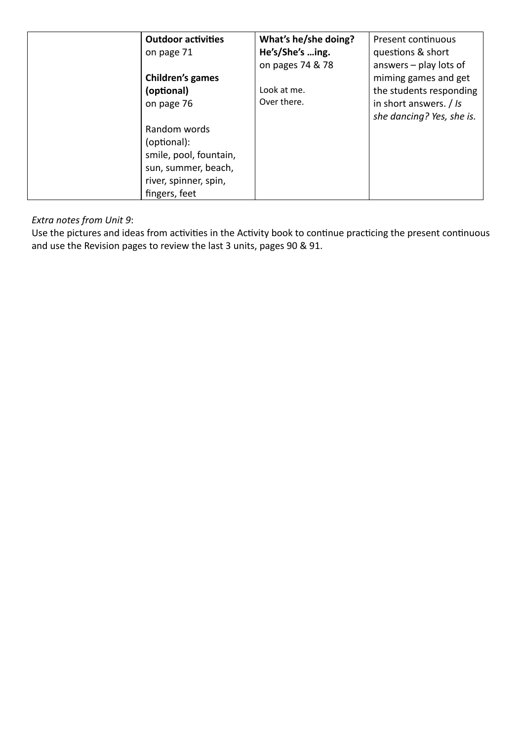| | | | |
|---|---|---|---|
| | **Outdoor activities** on page 71<br><br>**Children's games (optional)** on page 76<br><br>Random words (optional): smile, pool, fountain, sun, summer, beach, river, spinner, spin, fingers, feet | **What's he/she doing? He's/She's …ing.** on pages 74 & 78<br><br>Look at me.<br>Over there. | Present continuous questions & short answers – play lots of miming games and get the students responding in short answers. / *Is she dancing? Yes, she is.* |

*Extra notes from Unit 9*:
Use the pictures and ideas from activities in the Activity book to continue practicing the present continuous and use the Revision pages to review the last 3 units, pages 90 & 91.